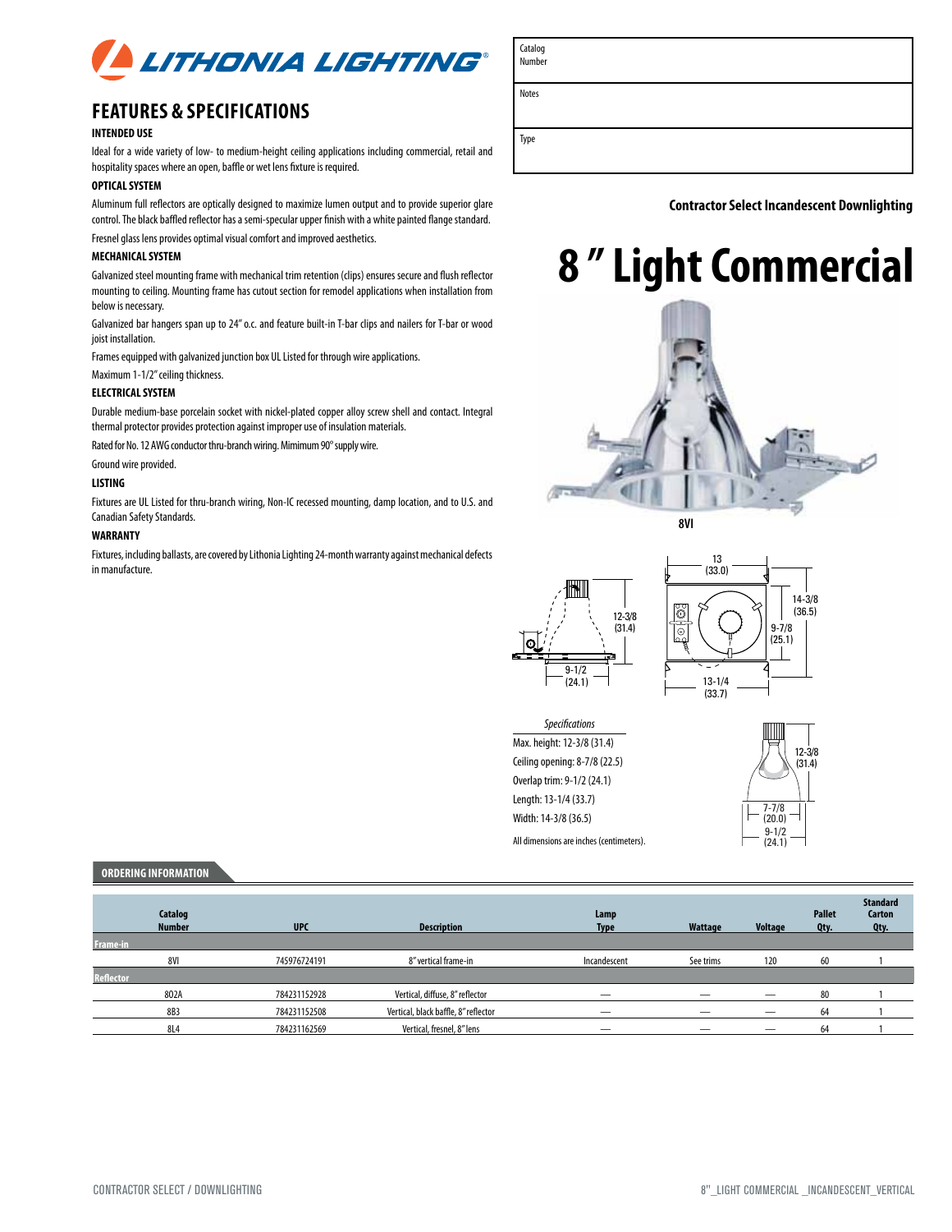# LITHONIA LIGHTING®

| Catalog Number | |
|---|---|
| Notes | |
| Type | |

**Contractor Select Incandescent Downlighting**

# 8 " Light Commercial

**8VI**

## FEATURES & SPECIFICATIONS

### INTENDED USE

Ideal for a wide variety of low- to medium-height ceiling applications including commercial, retail and hospitality spaces where an open, baffle or wet lens fixture is required.

### OPTICAL SYSTEM

Aluminum full reflectors are optically designed to maximize lumen output and to provide superior glare control. The black baffled reflector has a semi-specular upper finish with a white painted flange standard.

Fresnel glass lens provides optimal visual comfort and improved aesthetics.

### MECHANICAL SYSTEM

Galvanized steel mounting frame with mechanical trim retention (clips) ensures secure and flush reflector mounting to ceiling. Mounting frame has cutout section for remodel applications when installation from below is necessary.

Galvanized bar hangers span up to 24" o.c. and feature built-in T-bar clips and nailers for T-bar or wood joist installation.

Frames equipped with galvanized junction box UL Listed for through wire applications.

Maximum 1-1/2" ceiling thickness.

### ELECTRICAL SYSTEM

Durable medium-base porcelain socket with nickel-plated copper alloy screw shell and contact. Integral thermal protector provides protection against improper use of insulation materials.

Rated for No. 12 AWG conductor thru-branch wiring. Mimimum 90° supply wire.

Ground wire provided.

### LISTING

Fixtures are UL Listed for thru-branch wiring, Non-IC recessed mounting, damp location, and to U.S. and Canadian Safety Standards.

### WARRANTY

Fixtures, including ballasts, are covered by Lithonia Lighting 24-month warranty against mechanical defects in manufacture.

*Specifications*

Max. height: 12-3/8 (31.4)

Ceiling opening: 8-7/8 (22.5)

Overlap trim: 9-1/2 (24.1)

Length: 13-1/4 (33.7)

Width: 14-3/8 (36.5)

All dimensions are inches (centimeters).

## ORDERING INFORMATION

| Catalog Number | UPC | Description | Lamp Type | Wattage | Voltage | Pallet Qty. | Standard Carton Qty. |
|---|---|---|---|---|---|---|---|
| **Frame-in** | | | | | | | |
| 8VI | 745976724191 | 8" vertical frame-in | Incandescent | See trims | 120 | 60 | 1 |
| **Reflector** | | | | | | | |
| 8O2A | 784231152928 | Vertical, diffuse, 8" reflector | — | — | — | 80 | 1 |
| 8B3 | 784231152508 | Vertical, black baffle, 8" reflector | — | — | — | 64 | 1 |
| 8L4 | 784231162569 | Vertical, fresnel, 8" lens | — | — | — | 64 | 1 |